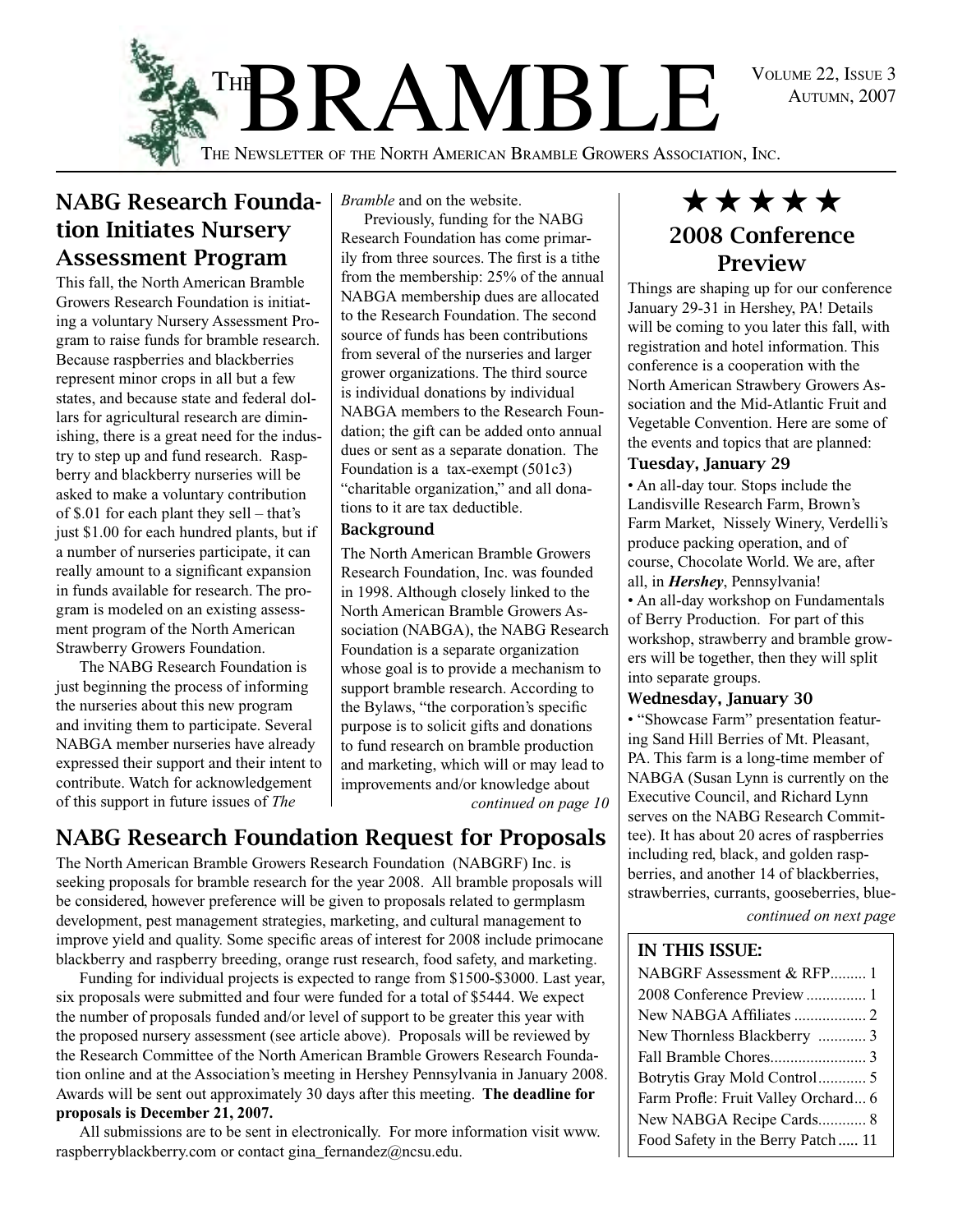# The BRAMBLE

Volume 22, Issue 3
Autumn, 2007

The Newsletter of the North American Bramble Growers Association, Inc.

## NABG Research Foundation Initiates Nursery Assessment Program

This fall, the North American Bramble Growers Research Foundation is initiating a voluntary Nursery Assessment Program to raise funds for bramble research. Because raspberries and blackberries represent minor crops in all but a few states, and because state and federal dollars for agricultural research are diminishing, there is a great need for the industry to step up and fund research. Raspberry and blackberry nurseries will be asked to make a voluntary contribution of $.01 for each plant they sell – that's just $1.00 for each hundred plants, but if a number of nurseries participate, it can really amount to a significant expansion in funds available for research. The program is modeled on an existing assessment program of the North American Strawberry Growers Foundation.

The NABG Research Foundation is just beginning the process of informing the nurseries about this new program and inviting them to participate. Several NABGA member nurseries have already expressed their support and their intent to contribute. Watch for acknowledgement of this support in future issues of *The Bramble* and on the website.

Previously, funding for the NABG Research Foundation has come primarily from three sources. The first is a tithe from the membership: 25% of the annual NABGA membership dues are allocated to the Research Foundation. The second source of funds has been contributions from several of the nurseries and larger grower organizations. The third source is individual donations by individual NABGA members to the Research Foundation; the gift can be added onto annual dues or sent as a separate donation. The Foundation is a tax-exempt (501c3) "charitable organization," and all donations to it are tax deductible.

### Background

The North American Bramble Growers Research Foundation, Inc. was founded in 1998. Although closely linked to the North American Bramble Growers Association (NABGA), the NABG Research Foundation is a separate organization whose goal is to provide a mechanism to support bramble research. According to the Bylaws, "the corporation's specific purpose is to solicit gifts and donations to fund research on bramble production and marketing, which will or may lead to improvements and/or knowledge about

*continued on page 10*

## NABG Research Foundation Request for Proposals

The North American Bramble Growers Research Foundation (NABGRF) Inc. is seeking proposals for bramble research for the year 2008. All bramble proposals will be considered, however preference will be given to proposals related to germplasm development, pest management strategies, marketing, and cultural management to improve yield and quality. Some specific areas of interest for 2008 include primocane blackberry and raspberry breeding, orange rust research, food safety, and marketing.

Funding for individual projects is expected to range from $1500-$3000. Last year, six proposals were submitted and four were funded for a total of $5444. We expect the number of proposals funded and/or level of support to be greater this year with the proposed nursery assessment (see article above). Proposals will be reviewed by the Research Committee of the North American Bramble Growers Research Foundation online and at the Association's meeting in Hershey Pennsylvania in January 2008. Awards will be sent out approximately 30 days after this meeting. **The deadline for proposals is December 21, 2007.**

All submissions are to be sent in electronically. For more information visit www.raspberryblackberry.com or contact gina_fernandez@ncsu.edu.

## ★★★★★ 2008 Conference Preview

Things are shaping up for our conference January 29-31 in Hershey, PA! Details will be coming to you later this fall, with registration and hotel information. This conference is a cooperation with the North American Strawbery Growers Association and the Mid-Atlantic Fruit and Vegetable Convention. Here are some of the events and topics that are planned:

### Tuesday, January 29

- An all-day tour. Stops include the Landisville Research Farm, Brown's Farm Market, Nissely Winery, Verdelli's produce packing operation, and of course, Chocolate World. We are, after all, in ***Hershey***, Pennsylvania!
- An all-day workshop on Fundamentals of Berry Production. For part of this workshop, strawberry and bramble growers will be together, then they will split into separate groups.

### Wednesday, January 30

- "Showcase Farm" presentation featuring Sand Hill Berries of Mt. Pleasant, PA. This farm is a long-time member of NABGA (Susan Lynn is currently on the Executive Council, and Richard Lynn serves on the NABG Research Committee). It has about 20 acres of raspberries including red, black, and golden raspberries, and another 14 of blackberries, strawberries, currants, gooseberries, blue-

*continued on next page*

### IN THIS ISSUE:

- NABGRF Assessment & RFP......... 1
- 2008 Conference Preview ............... 1
- New NABGA Affiliates .................. 2
- New Thornless Blackberry ............ 3
- Fall Bramble Chores........................ 3
- Botrytis Gray Mold Control............ 5
- Farm Profle: Fruit Valley Orchard... 6
- New NABGA Recipe Cards............ 8
- Food Safety in the Berry Patch ..... 11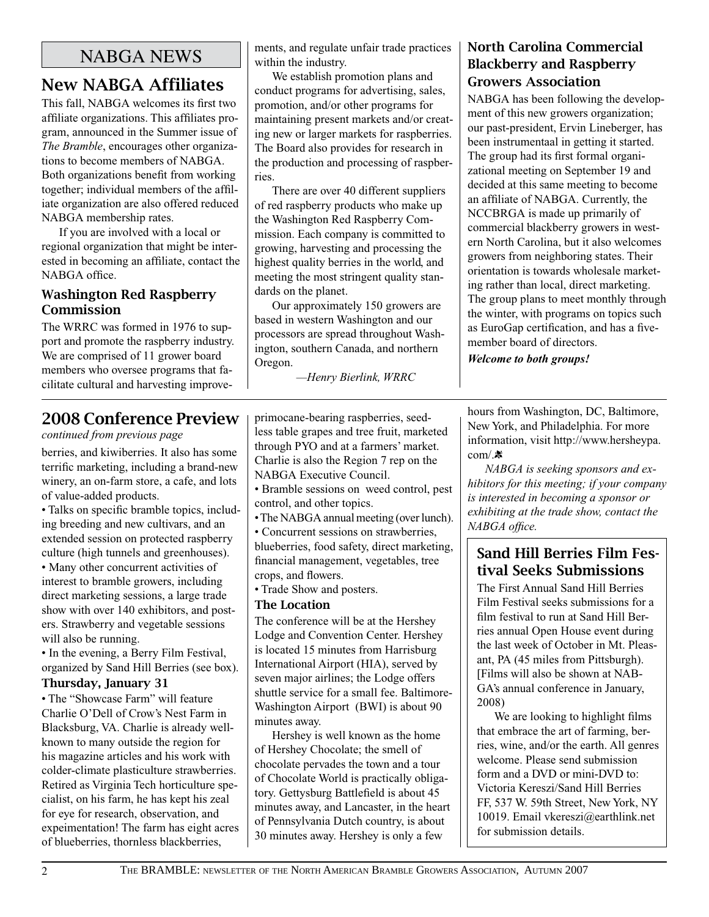# NABGA NEWS

## New NABGA Affiliates

This fall, NABGA welcomes its first two affiliate organizations. This affiliates program, announced in the Summer issue of *The Bramble*, encourages other organizations to become members of NABGA. Both organizations benefit from working together; individual members of the affiliate organization are also offered reduced NABGA membership rates.

If you are involved with a local or regional organization that might be interested in becoming an affiliate, contact the NABGA office.

### Washington Red Raspberry Commission

The WRRC was formed in 1976 to support and promote the raspberry industry. We are comprised of 11 grower board members who oversee programs that facilitate cultural and harvesting improvements, and regulate unfair trade practices within the industry.

We establish promotion plans and conduct programs for advertising, sales, promotion, and/or other programs for maintaining present markets and/or creating new or larger markets for raspberries. The Board also provides for research in the production and processing of raspberries.

There are over 40 different suppliers of red raspberry products who make up the Washington Red Raspberry Commission. Each company is committed to growing, harvesting and processing the highest quality berries in the world, and meeting the most stringent quality standards on the planet.

Our approximately 150 growers are based in western Washington and our processors are spread throughout Washington, southern Canada, and northern Oregon.

*—Henry Bierlink, WRRC*

### North Carolina Commercial Blackberry and Raspberry Growers Association

NABGA has been following the development of this new growers organization; our past-president, Ervin Lineberger, has been instrumentaal in getting it started. The group had its first formal organizational meeting on September 19 and decided at this same meeting to become an affiliate of NABGA. Currently, the NCCBRGA is made up primarily of commercial blackberry growers in western North Carolina, but it also welcomes growers from neighboring states. Their orientation is towards wholesale marketing rather than local, direct marketing. The group plans to meet monthly through the winter, with programs on topics such as EuroGap certification, and has a five-member board of directors.

***Welcome to both groups!***

## 2008 Conference Preview

*continued from previous page*

berries, and kiwiberries. It also has some terrific marketing, including a brand-new winery, an on-farm store, a cafe, and lots of value-added products.

- Talks on specific bramble topics, including breeding and new cultivars, and an extended session on protected raspberry culture (high tunnels and greenhouses).
- Many other concurrent activities of interest to bramble growers, including direct marketing sessions, a large trade show with over 140 exhibitors, and posters. Strawberry and vegetable sessions will also be running.
- In the evening, a Berry Film Festival, organized by Sand Hill Berries (see box).

### Thursday, January 31

- The "Showcase Farm" will feature Charlie O'Dell of Crow's Nest Farm in Blacksburg, VA. Charlie is already well-known to many outside the region for his magazine articles and his work with colder-climate plasticulture strawberries. Retired as Virginia Tech horticulture specialist, on his farm, he has kept his zeal for eye for research, observation, and expeimentation! The farm has eight acres of blueberries, thornless blackberries, primocane-bearing raspberries, seedless table grapes and tree fruit, marketed through PYO and at a farmers' market. Charlie is also the Region 7 rep on the NABGA Executive Council.
- Bramble sessions on weed control, pest control, and other topics.
- The NABGA annual meeting (over lunch).
- Concurrent sessions on strawberries, blueberries, food safety, direct marketing, financial management, vegetables, tree crops, and flowers.
- Trade Show and posters.

### The Location

The conference will be at the Hershey Lodge and Convention Center. Hershey is located 15 minutes from Harrisburg International Airport (HIA), served by seven major airlines; the Lodge offers shuttle service for a small fee. Baltimore-Washington Airport (BWI) is about 90 minutes away.

Hershey is well known as the home of Hershey Chocolate; the smell of chocolate pervades the town and a tour of Chocolate World is practically obligatory. Gettysburg Battlefield is about 45 minutes away, and Lancaster, in the heart of Pennsylvania Dutch country, is about 30 minutes away. Hershey is only a few hours from Washington, DC, Baltimore, New York, and Philadelphia. For more information, visit http://www.hersheypa.com/.

*NABGA is seeking sponsors and exhibitors for this meeting; if your company is interested in becoming a sponsor or exhibiting at the trade show, contact the NABGA office.*

## Sand Hill Berries Film Festival Seeks Submissions

The First Annual Sand Hill Berries Film Festival seeks submissions for a film festival to run at Sand Hill Berries annual Open House event during the last week of October in Mt. Pleasant, PA (45 miles from Pittsburgh). [Films will also be shown at NABGA's annual conference in January, 2008)

We are looking to highlight films that embrace the art of farming, berries, wine, and/or the earth. All genres welcome. Please send submission form and a DVD or mini-DVD to: Victoria Kereszi/Sand Hill Berries FF, 537 W. 59th Street, New York, NY 10019. Email vkereszi@earthlink.net for submission details.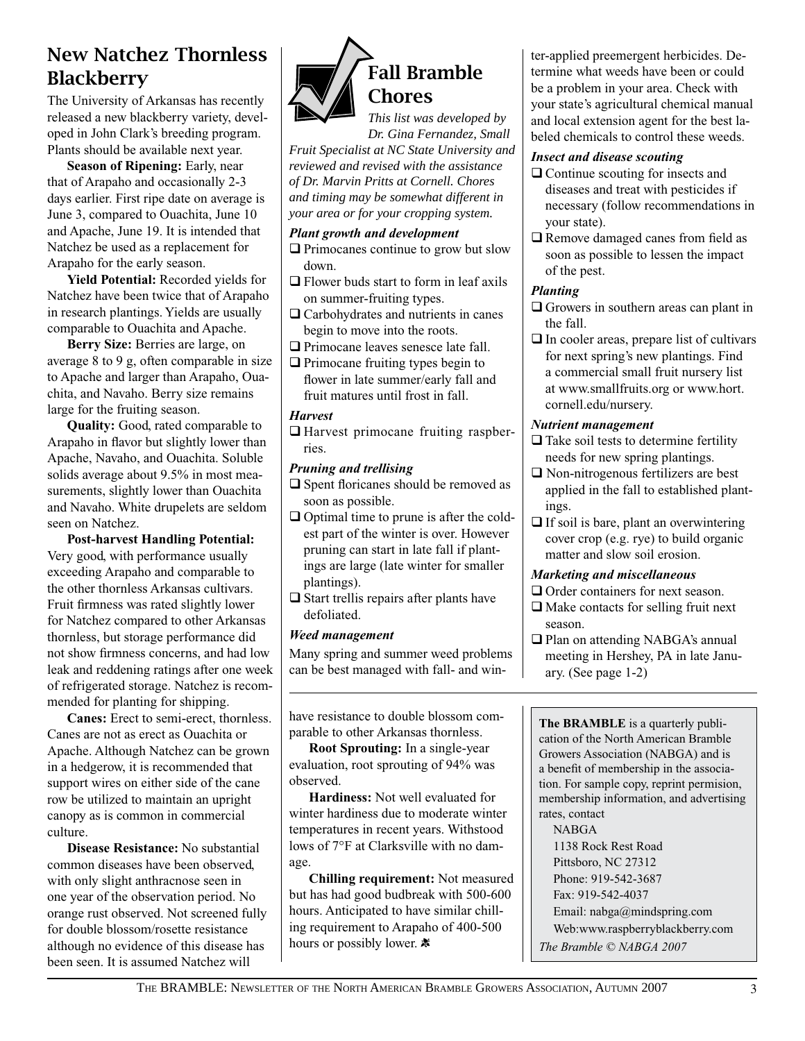## New Natchez Thornless Blackberry

The University of Arkansas has recently released a new blackberry variety, developed in John Clark's breeding program. Plants should be available next year.

**Season of Ripening:** Early, near that of Arapaho and occasionally 2-3 days earlier. First ripe date on average is June 3, compared to Ouachita, June 10 and Apache, June 19. It is intended that Natchez be used as a replacement for Arapaho for the early season.

**Yield Potential:** Recorded yields for Natchez have been twice that of Arapaho in research plantings. Yields are usually comparable to Ouachita and Apache.

**Berry Size:** Berries are large, on average 8 to 9 g, often comparable in size to Apache and larger than Arapaho, Ouachita, and Navaho. Berry size remains large for the fruiting season.

**Quality:** Good, rated comparable to Arapaho in flavor but slightly lower than Apache, Navaho, and Ouachita. Soluble solids average about 9.5% in most measurements, slightly lower than Ouachita and Navaho. White drupelets are seldom seen on Natchez.

**Post-harvest Handling Potential:** Very good, with performance usually exceeding Arapaho and comparable to the other thornless Arkansas cultivars. Fruit firmness was rated slightly lower for Natchez compared to other Arkansas thornless, but storage performance did not show firmness concerns, and had low leak and reddening ratings after one week of refrigerated storage. Natchez is recommended for planting for shipping.

**Canes:** Erect to semi-erect, thornless. Canes are not as erect as Ouachita or Apache. Although Natchez can be grown in a hedgerow, it is recommended that support wires on either side of the cane row be utilized to maintain an upright canopy as is common in commercial culture.

**Disease Resistance:** No substantial common diseases have been observed, with only slight anthracnose seen in one year of the observation period. No orange rust observed. Not screened fully for double blossom/rosette resistance although no evidence of this disease has been seen. It is assumed Natchez will have resistance to double blossom comparable to other Arkansas thornless.

**Root Sprouting:** In a single-year evaluation, root sprouting of 94% was observed.

**Hardiness:** Not well evaluated for winter hardiness due to moderate winter temperatures in recent years. Withstood lows of 7°F at Clarksville with no damage.

**Chilling requirement:** Not measured but has had good budbreak with 500-600 hours. Anticipated to have similar chilling requirement to Arapaho of 400-500 hours or possibly lower.

## Fall Bramble Chores

*This list was developed by Dr. Gina Fernandez, Small Fruit Specialist at NC State University and reviewed and revised with the assistance of Dr. Marvin Pritts at Cornell. Chores and timing may be somewhat different in your area or for your cropping system.*

### *Plant growth and development*

- ❑ Primocanes continue to grow but slow down.
- ❑ Flower buds start to form in leaf axils on summer-fruiting types.
- ❑ Carbohydrates and nutrients in canes begin to move into the roots.
- ❑ Primocane leaves senesce late fall.
- ❑ Primocane fruiting types begin to flower in late summer/early fall and fruit matures until frost in fall.

### *Harvest*

- ❑ Harvest primocane fruiting raspberries.

### *Pruning and trellising*

- ❑ Spent floricanes should be removed as soon as possible.
- ❑ Optimal time to prune is after the coldest part of the winter is over. However pruning can start in late fall if plantings are large (late winter for smaller plantings).
- ❑ Start trellis repairs after plants have defoliated.

### *Weed management*

Many spring and summer weed problems can be best managed with fall- and winter-applied preemergent herbicides. Determine what weeds have been or could be a problem in your area. Check with your state's agricultural chemical manual and local extension agent for the best labeled chemicals to control these weeds.

### *Insect and disease scouting*

- ❑ Continue scouting for insects and diseases and treat with pesticides if necessary (follow recommendations in your state).
- ❑ Remove damaged canes from field as soon as possible to lessen the impact of the pest.

### *Planting*

- ❑ Growers in southern areas can plant in the fall.
- ❑ In cooler areas, prepare list of cultivars for next spring's new plantings. Find a commercial small fruit nursery list at www.smallfruits.org or www.hort.cornell.edu/nursery.

### *Nutrient management*

- ❑ Take soil tests to determine fertility needs for new spring plantings.
- ❑ Non-nitrogenous fertilizers are best applied in the fall to established plantings.
- ❑ If soil is bare, plant an overwintering cover crop (e.g. rye) to build organic matter and slow soil erosion.

### *Marketing and miscellaneous*

- ❑ Order containers for next season.
- ❑ Make contacts for selling fruit next season.
- ❑ Plan on attending NABGA's annual meeting in Hershey, PA in late January. (See page 1-2)

---

**The BRAMBLE** is a quarterly publication of the North American Bramble Growers Association (NABGA) and is a benefit of membership in the association. For sample copy, reprint permision, membership information, and advertising rates, contact

NABGA
1138 Rock Rest Road
Pittsboro, NC 27312
Phone: 919-542-3687
Fax: 919-542-4037
Email: nabga@mindspring.com
Web:www.raspberryblackberry.com

*The Bramble © NABGA 2007*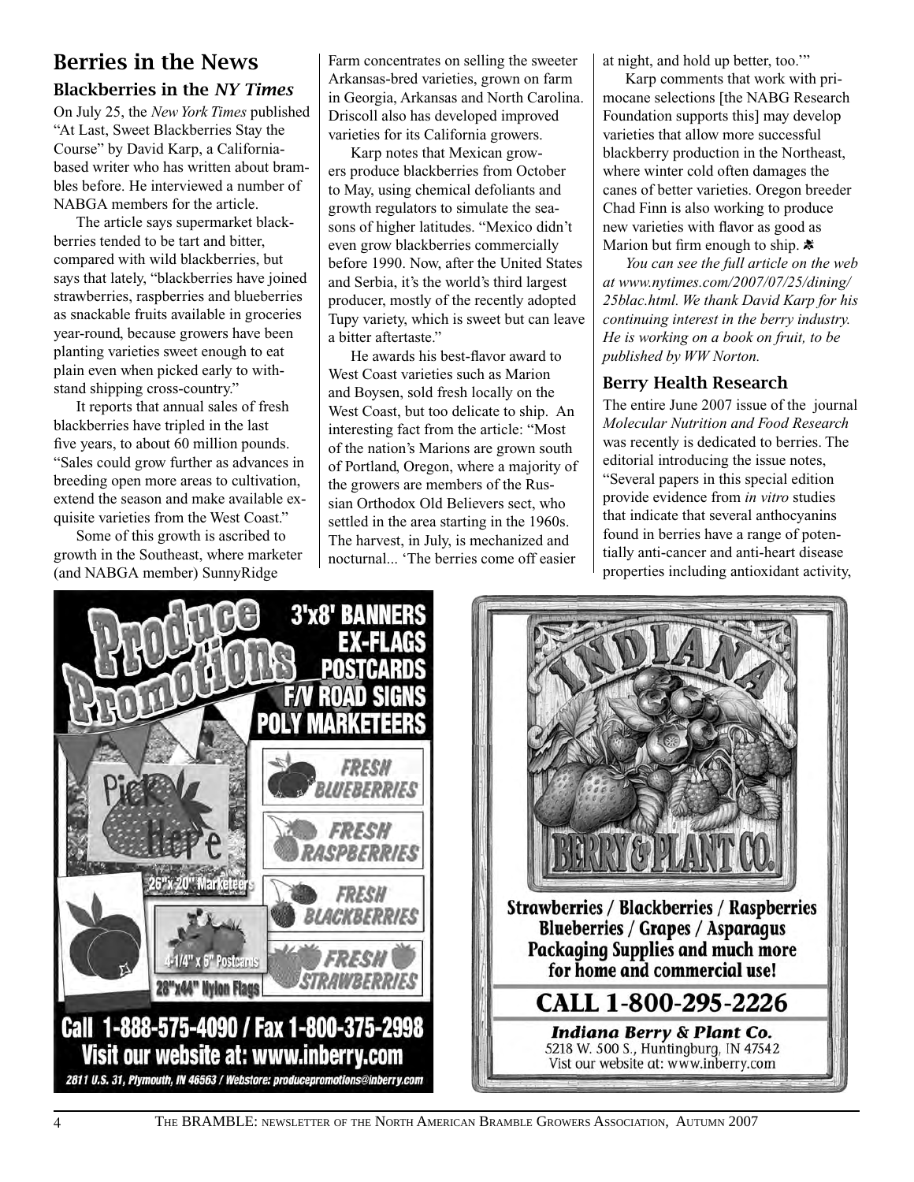## Berries in the News

### Blackberries in the *NY Times*

On July 25, the *New York Times* published "At Last, Sweet Blackberries Stay the Course" by David Karp, a California-based writer who has written about brambles before. He interviewed a number of NABGA members for the article.

The article says supermarket blackberries tended to be tart and bitter, compared with wild blackberries, but says that lately, "blackberries have joined strawberries, raspberries and blueberries as snackable fruits available in groceries year-round, because growers have been planting varieties sweet enough to eat plain even when picked early to withstand shipping cross-country."

It reports that annual sales of fresh blackberries have tripled in the last five years, to about 60 million pounds. "Sales could grow further as advances in breeding open more areas to cultivation, extend the season and make available exquisite varieties from the West Coast."

Some of this growth is ascribed to growth in the Southeast, where marketer (and NABGA member) SunnyRidge Farm concentrates on selling the sweeter Arkansas-bred varieties, grown on farm in Georgia, Arkansas and North Carolina. Driscoll also has developed improved varieties for its California growers.

Karp notes that Mexican growers produce blackberries from October to May, using chemical defoliants and growth regulators to simulate the seasons of higher latitudes. "Mexico didn't even grow blackberries commercially before 1990. Now, after the United States and Serbia, it's the world's third largest producer, mostly of the recently adopted Tupy variety, which is sweet but can leave a bitter aftertaste."

He awards his best-flavor award to West Coast varieties such as Marion and Boysen, sold fresh locally on the West Coast, but too delicate to ship. An interesting fact from the article: "Most of the nation's Marions are grown south of Portland, Oregon, where a majority of the growers are members of the Russian Orthodox Old Believers sect, who settled in the area starting in the 1960s. The harvest, in July, is mechanized and nocturnal... 'The berries come off easier at night, and hold up better, too.'"

Karp comments that work with primocane selections [the NABG Research Foundation supports this] may develop varieties that allow more successful blackberry production in the Northeast, where winter cold often damages the canes of better varieties. Oregon breeder Chad Finn is also working to produce new varieties with flavor as good as Marion but firm enough to ship.

*You can see the full article on the web at www.nytimes.com/2007/07/25/dining/25blac.html. We thank David Karp for his continuing interest in the berry industry. He is working on a book on fruit, to be published by WW Norton.*

### Berry Health Research

The entire June 2007 issue of the journal *Molecular Nutrition and Food Research* was recently is dedicated to berries. The editorial introducing the issue notes, "Several papers in this special edition provide evidence from *in vitro* studies that indicate that several anthocyanins found in berries have a range of potentially anti-cancer and anti-heart disease properties including antioxidant activity,

---

**Produce Promotions**

3'x8' BANNERS
EX-FLAGS
POSTCARDS
F/V ROAD SIGNS
POLY MARKETEERS

FRESH BLUEBERRIES
FRESH RASPBERRIES
FRESH BLACKBERRIES
FRESH STRAWBERRIES

26"x20" Marketeers
4-1/4" x 6" Postcards
28"x44" Nylon Flags

Call 1-888-575-4090 / Fax 1-800-375-2998
Visit our website at: www.inberry.com

2811 U.S. 31, Plymouth, IN 46563 / Webstore: producepromotions@inberry.com

---

**INDIANA BERRY & PLANT CO.**

Strawberries / Blackberries / Raspberries
Blueberries / Grapes / Asparagus
Packaging Supplies and much more for home and commercial use!

CALL 1-800-295-2226

*Indiana Berry & Plant Co.*
5218 W. 500 S., Huntingburg, IN 47542
Vist our website at: www.inberry.com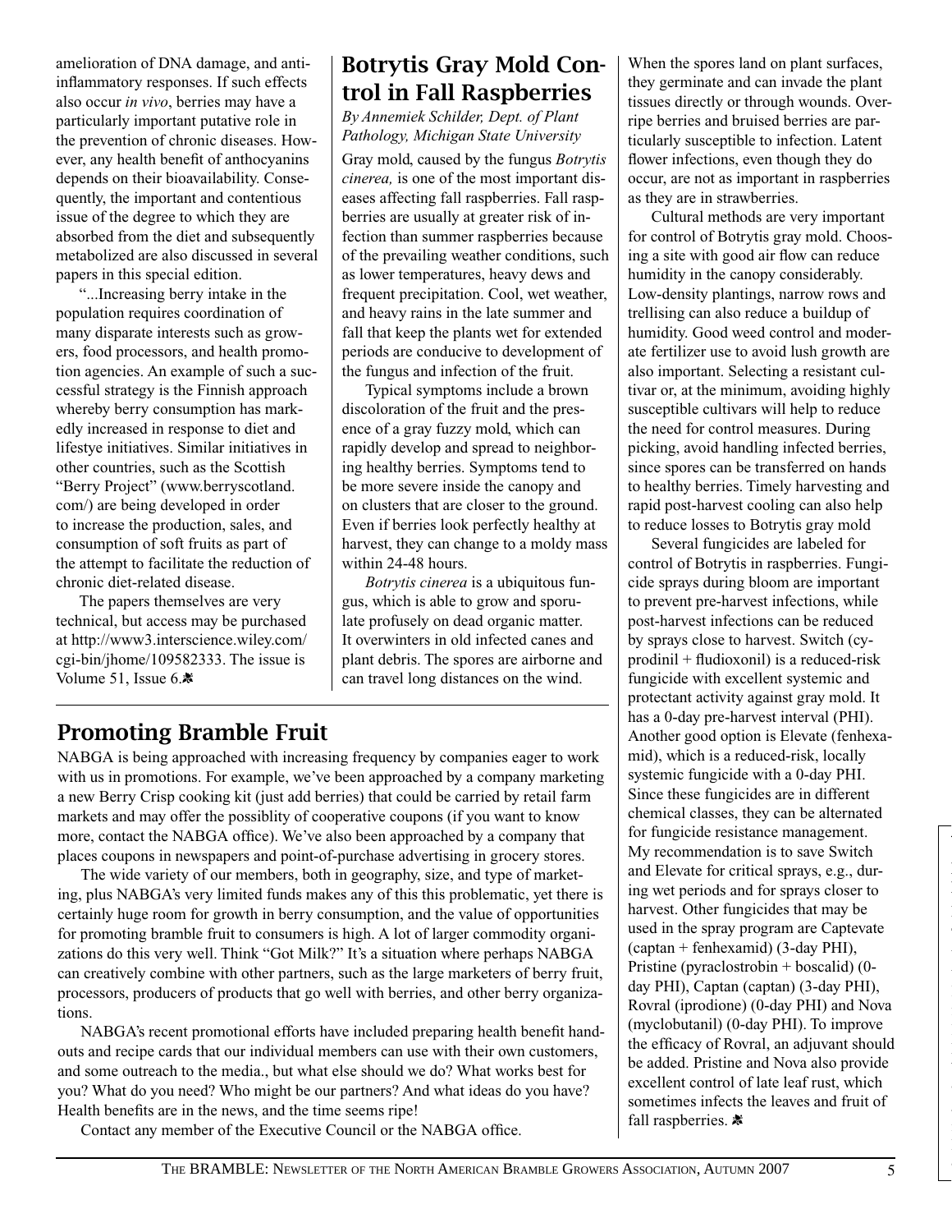amelioration of DNA damage, and anti-inflammatory responses. If such effects also occur *in vivo*, berries may have a particularly important putative role in the prevention of chronic diseases. However, any health benefit of anthocyanins depends on their bioavailability. Consequently, the important and contentious issue of the degree to which they are absorbed from the diet and subsequently metabolized are also discussed in several papers in this special edition.

"...Increasing berry intake in the population requires coordination of many disparate interests such as growers, food processors, and health promotion agencies. An example of such a successful strategy is the Finnish approach whereby berry consumption has markedly increased in response to diet and lifestye initiatives. Similar initiatives in other countries, such as the Scottish "Berry Project" (www.berryscotland.com/) are being developed in order to increase the production, sales, and consumption of soft fruits as part of the attempt to facilitate the reduction of chronic diet-related disease.

The papers themselves are very technical, but access may be purchased at http://www3.interscience.wiley.com/cgi-bin/jhome/109582333. The issue is Volume 51, Issue 6.

## Botrytis Gray Mold Control in Fall Raspberries

*By Annemiek Schilder, Dept. of Plant Pathology, Michigan State University*

Gray mold, caused by the fungus *Botrytis cinerea,* is one of the most important diseases affecting fall raspberries. Fall raspberries are usually at greater risk of infection than summer raspberries because of the prevailing weather conditions, such as lower temperatures, heavy dews and frequent precipitation. Cool, wet weather, and heavy rains in the late summer and fall that keep the plants wet for extended periods are conducive to development of the fungus and infection of the fruit.

Typical symptoms include a brown discoloration of the fruit and the presence of a gray fuzzy mold, which can rapidly develop and spread to neighboring healthy berries. Symptoms tend to be more severe inside the canopy and on clusters that are closer to the ground. Even if berries look perfectly healthy at harvest, they can change to a moldy mass within 24-48 hours.

*Botrytis cinerea* is a ubiquitous fungus, which is able to grow and sporulate profusely on dead organic matter. It overwinters in old infected canes and plant debris. The spores are airborne and can travel long distances on the wind. When the spores land on plant surfaces, they germinate and can invade the plant tissues directly or through wounds. Overripe berries and bruised berries are particularly susceptible to infection. Latent flower infections, even though they do occur, are not as important in raspberries as they are in strawberries.

Cultural methods are very important for control of Botrytis gray mold. Choosing a site with good air flow can reduce humidity in the canopy considerably. Low-density plantings, narrow rows and trellising can also reduce a buildup of humidity. Good weed control and moderate fertilizer use to avoid lush growth are also important. Selecting a resistant cultivar or, at the minimum, avoiding highly susceptible cultivars will help to reduce the need for control measures. During picking, avoid handling infected berries, since spores can be transferred on hands to healthy berries. Timely harvesting and rapid post-harvest cooling can also help to reduce losses to Botrytis gray mold

Several fungicides are labeled for control of Botrytis in raspberries. Fungicide sprays during bloom are important to prevent pre-harvest infections, while post-harvest infections can be reduced by sprays close to harvest. Switch (cyprodinil + fludioxonil) is a reduced-risk fungicide with excellent systemic and protectant activity against gray mold. It has a 0-day pre-harvest interval (PHI). Another good option is Elevate (fenhexamid), which is a reduced-risk, locally systemic fungicide with a 0-day PHI. Since these fungicides are in different chemical classes, they can be alternated for fungicide resistance management. My recommendation is to save Switch and Elevate for critical sprays, e.g., during wet periods and for sprays closer to harvest. Other fungicides that may be used in the spray program are Captevate (captan + fenhexamid) (3-day PHI), Pristine (pyraclostrobin + boscalid) (0-day PHI), Captan (captan) (3-day PHI), Rovral (iprodione) (0-day PHI) and Nova (myclobutanil) (0-day PHI). To improve the efficacy of Rovral, an adjuvant should be added. Pristine and Nova also provide excellent control of late leaf rust, which sometimes infects the leaves and fruit of fall raspberries.

## Promoting Bramble Fruit

NABGA is being approached with increasing frequency by companies eager to work with us in promotions. For example, we've been approached by a company marketing a new Berry Crisp cooking kit (just add berries) that could be carried by retail farm markets and may offer the possiblity of cooperative coupons (if you want to know more, contact the NABGA office). We've also been approached by a company that places coupons in newspapers and point-of-purchase advertising in grocery stores.

The wide variety of our members, both in geography, size, and type of marketing, plus NABGA's very limited funds makes any of this this problematic, yet there is certainly huge room for growth in berry consumption, and the value of opportunities for promoting bramble fruit to consumers is high. A lot of larger commodity organizations do this very well. Think "Got Milk?" It's a situation where perhaps NABGA can creatively combine with other partners, such as the large marketers of berry fruit, processors, producers of products that go well with berries, and other berry organizations.

NABGA's recent promotional efforts have included preparing health benefit handouts and recipe cards that our individual members can use with their own customers, and some outreach to the media., but what else should we do? What works best for you? What do you need? Who might be our partners? And what ideas do you have? Health benefits are in the news, and the time seems ripe!

Contact any member of the Executive Council or the NABGA office.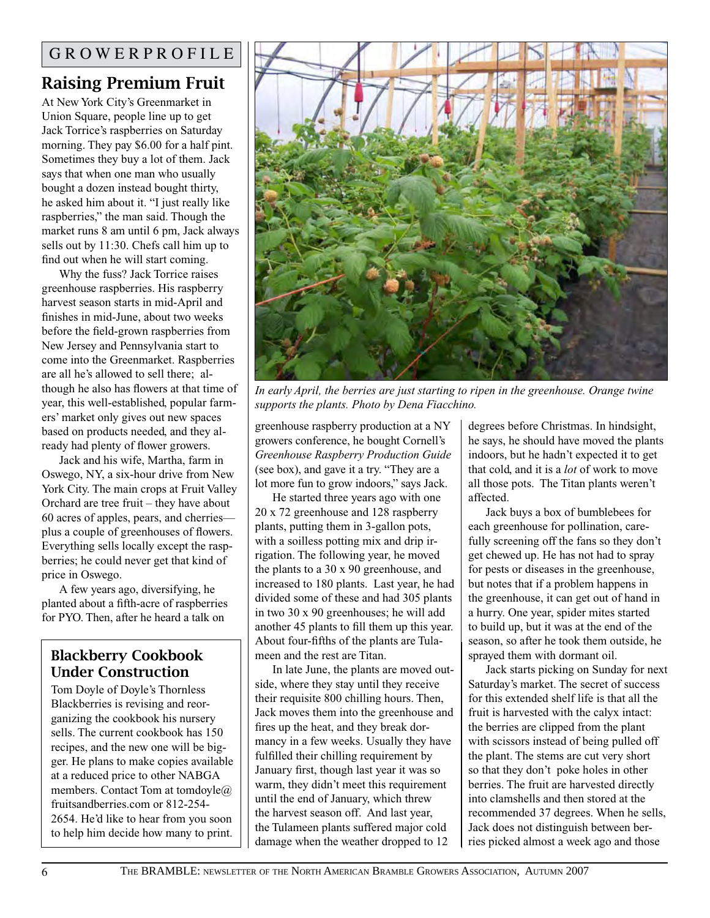GROWER PROFILE

## Raising Premium Fruit

At New York City's Greenmarket in Union Square, people line up to get Jack Torrice's raspberries on Saturday morning. They pay $6.00 for a half pint. Sometimes they buy a lot of them. Jack says that when one man who usually bought a dozen instead bought thirty, he asked him about it. "I just really like raspberries," the man said. Though the market runs 8 am until 6 pm, Jack always sells out by 11:30. Chefs call him up to find out when he will start coming.

Why the fuss? Jack Torrice raises greenhouse raspberries. His raspberry harvest season starts in mid-April and finishes in mid-June, about two weeks before the field-grown raspberries from New Jersey and Pennsylvania start to come into the Greenmarket. Raspberries are all he's allowed to sell there; although he also has flowers at that time of year, this well-established, popular farmers' market only gives out new spaces based on products needed, and they already had plenty of flower growers.

Jack and his wife, Martha, farm in Oswego, NY, a six-hour drive from New York City. The main crops at Fruit Valley Orchard are tree fruit – they have about 60 acres of apples, pears, and cherries—plus a couple of greenhouses of flowers. Everything sells locally except the raspberries; he could never get that kind of price in Oswego.

A few years ago, diversifying, he planted about a fifth-acre of raspberries for PYO. Then, after he heard a talk on greenhouse raspberry production at a NY growers conference, he bought Cornell's *Greenhouse Raspberry Production Guide* (see box), and gave it a try. "They are a lot more fun to grow indoors," says Jack.

He started three years ago with one 20 x 72 greenhouse and 128 raspberry plants, putting them in 3-gallon pots, with a soilless potting mix and drip irrigation. The following year, he moved the plants to a 30 x 90 greenhouse, and increased to 180 plants. Last year, he had divided some of these and had 305 plants in two 30 x 90 greenhouses; he will add another 45 plants to fill them up this year. About four-fifths of the plants are Tulameen and the rest are Titan.

In late June, the plants are moved outside, where they stay until they receive their requisite 800 chilling hours. Then, Jack moves them into the greenhouse and fires up the heat, and they break dormancy in a few weeks. Usually they have fulfilled their chilling requirement by January first, though last year it was so warm, they didn't meet this requirement until the end of January, which threw the harvest season off. And last year, the Tulameen plants suffered major cold damage when the weather dropped to 12 degrees before Christmas. In hindsight, he says, he should have moved the plants indoors, but he hadn't expected it to get that cold, and it is a *lot* of work to move all those pots. The Titan plants weren't affected.

Jack buys a box of bumblebees for each greenhouse for pollination, carefully screening off the fans so they don't get chewed up. He has not had to spray for pests or diseases in the greenhouse, but notes that if a problem happens in the greenhouse, it can get out of hand in a hurry. One year, spider mites started to build up, but it was at the end of the season, so after he took them outside, he sprayed them with dormant oil.

Jack starts picking on Sunday for next Saturday's market. The secret of success for this extended shelf life is that all the fruit is harvested with the calyx intact: the berries are clipped from the plant with scissors instead of being pulled off the plant. The stems are cut very short so that they don't poke holes in other berries. The fruit are harvested directly into clamshells and then stored at the recommended 37 degrees. When he sells, Jack does not distinguish between berries picked almost a week ago and those

*In early April, the berries are just starting to ripen in the greenhouse. Orange twine supports the plants. Photo by Dena Fiacchino.*

### Blackberry Cookbook Under Construction

Tom Doyle of Doyle's Thornless Blackberries is revising and reorganizing the cookbook his nursery sells. The current cookbook has 150 recipes, and the new one will be bigger. He plans to make copies available at a reduced price to other NABGA members. Contact Tom at tomdoyle@fruitsandberries.com or 812-254-2654. He'd like to hear from you soon to help him decide how many to print.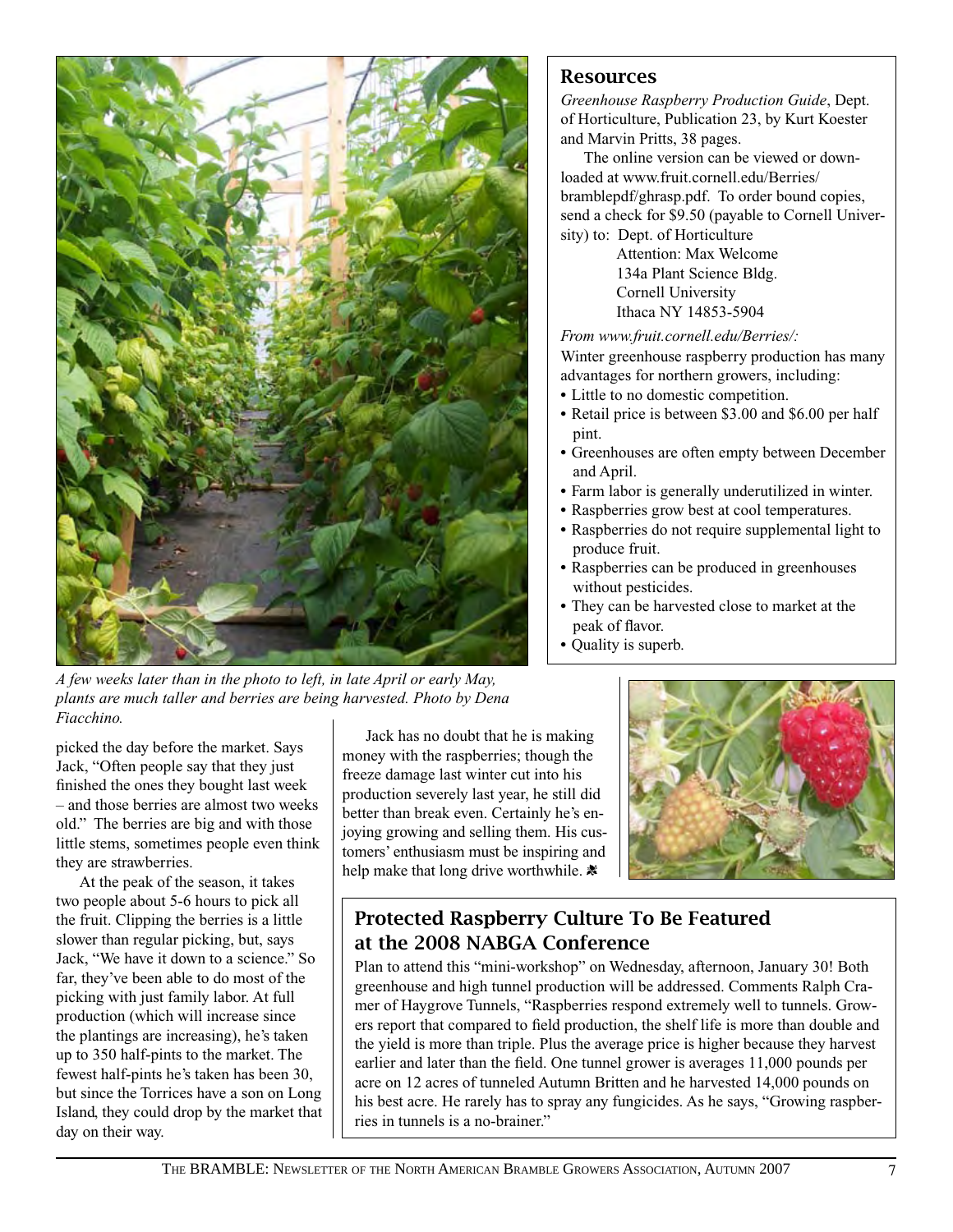A few weeks later than in the photo to left, in late April or early May, plants are much taller and berries are being harvested. Photo by Dena Fiacchino.

picked the day before the market. Says Jack, "Often people say that they just finished the ones they bought last week – and those berries are almost two weeks old." The berries are big and with those little stems, sometimes people even think they are strawberries.

At the peak of the season, it takes two people about 5-6 hours to pick all the fruit. Clipping the berries is a little slower than regular picking, but, says Jack, "We have it down to a science." So far, they've been able to do most of the picking with just family labor. At full production (which will increase since the plantings are increasing), he's taken up to 350 half-pints to the market. The fewest half-pints he's taken has been 30, but since the Torrices have a son on Long Island, they could drop by the market that day on their way.

Jack has no doubt that he is making money with the raspberries; though the freeze damage last winter cut into his production severely last year, he still did better than break even. Certainly he's enjoying growing and selling them. His customers' enthusiasm must be inspiring and help make that long drive worthwhile.

## Resources

*Greenhouse Raspberry Production Guide*, Dept. of Horticulture, Publication 23, by Kurt Koester and Marvin Pritts, 38 pages.

The online version can be viewed or downloaded at www.fruit.cornell.edu/Berries/bramblepdf/ghrasp.pdf. To order bound copies, send a check for $9.50 (payable to Cornell University) to: Dept. of Horticulture
Attention: Max Welcome
134a Plant Science Bldg.
Cornell University
Ithaca NY 14853-5904

*From www.fruit.cornell.edu/Berries/:*

Winter greenhouse raspberry production has many advantages for northern growers, including:

- Little to no domestic competition.
- Retail price is between $3.00 and $6.00 per half pint.
- Greenhouses are often empty between December and April.
- Farm labor is generally underutilized in winter.
- Raspberries grow best at cool temperatures.
- Raspberries do not require supplemental light to produce fruit.
- Raspberries can be produced in greenhouses without pesticides.
- They can be harvested close to market at the peak of flavor.
- Quality is superb.

## Protected Raspberry Culture To Be Featured at the 2008 NABGA Conference

Plan to attend this "mini-workshop" on Wednesday, afternoon, January 30! Both greenhouse and high tunnel production will be addressed. Comments Ralph Cramer of Haygrove Tunnels, "Raspberries respond extremely well to tunnels. Growers report that compared to field production, the shelf life is more than double and the yield is more than triple. Plus the average price is higher because they harvest earlier and later than the field. One tunnel grower is averages 11,000 pounds per acre on 12 acres of tunneled Autumn Britten and he harvested 14,000 pounds on his best acre. He rarely has to spray any fungicides. As he says, "Growing raspberries in tunnels is a no-brainer."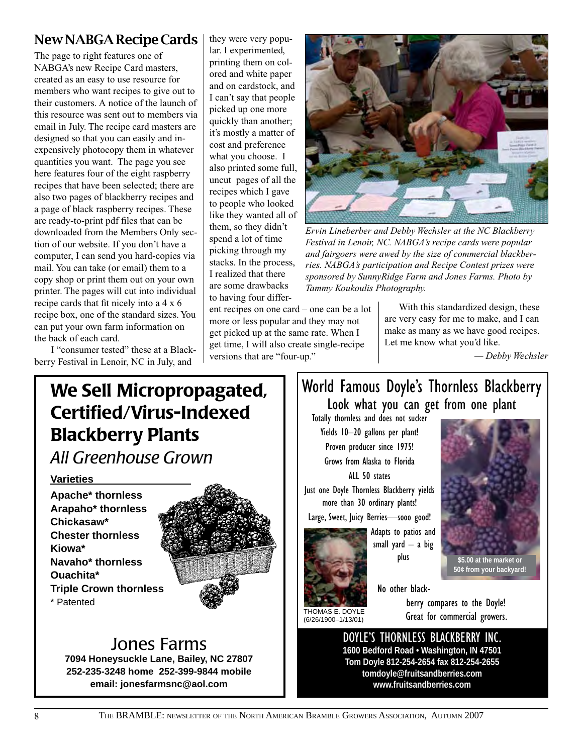## New NABGA Recipe Cards

The page to right features one of NABGA's new Recipe Card masters, created as an easy to use resource for members who want recipes to give out to their customers. A notice of the launch of this resource was sent out to members via email in July. The recipe card masters are designed so that you can easily and inexpensively photocopy them in whatever quantities you want. The page you see here features four of the eight raspberry recipes that have been selected; there are also two pages of blackberry recipes and a page of black raspberry recipes. These are ready-to-print pdf files that can be downloaded from the Members Only section of our website. If you don't have a computer, I can send you hard-copies via mail. You can take (or email) them to a copy shop or print them out on your own printer. The pages will cut into individual recipe cards that fit nicely into a 4 x 6 recipe box, one of the standard sizes. You can put your own farm information on the back of each card.

I "consumer tested" these at a Blackberry Festival in Lenoir, NC in July, and they were very popular. I experimented, printing them on colored and white paper and on cardstock, and I can't say that people picked up one more quickly than another; it's mostly a matter of cost and preference what you choose. I also printed some full, uncut pages of all the recipes which I gave to people who looked like they wanted all of them, so they didn't spend a lot of time picking through my stacks. In the process, I realized that there are some drawbacks to having four different recipes on one card – one can be a lot more or less popular and they may not get picked up at the same rate. When I get time, I will also create single-recipe versions that are "four-up."

*Ervin Lineberber and Debby Wechsler at the NC Blackberry Festival in Lenoir, NC. NABGA's recipe cards were popular and fairgoers were awed by the size of commercial blackberries. NABGA's participation and Recipe Contest prizes were sponsored by SunnyRidge Farm and Jones Farms. Photo by Tammy Koukoulis Photography.*

With this standardized design, these are very easy for me to make, and I can make as many as we have good recipes. Let me know what you'd like.

*— Debby Wechsler*

---

# We Sell Micropropagated, Certified/Virus-Indexed Blackberry Plants

*All Greenhouse Grown*

**Varieties**

**Apache\* thornless**
**Arapaho\* thornless**
**Chickasaw\***
**Chester thornless**
**Kiowa\***
**Navaho\* thornless**
**Ouachita\***
**Triple Crown thornless**
\* Patented

## Jones Farms

**7094 Honeysuckle Lane, Bailey, NC 27807**
**252-235-3248 home 252-399-9844 mobile**
**email: jonesfarmsnc@aol.com**

---

# World Famous Doyle's Thornless Blackberry

## Look what you can get from one plant

Totally thornless and does not sucker
Yields 10–20 gallons per plant!
Proven producer since 1975!
Grows from Alaska to Florida
ALL 50 states
Just one Doyle Thornless Blackberry yields more than 30 ordinary plants!
Large, Sweet, Juicy Berries—sooo good!
Adapts to patios and small yard – a big plus

**$5.00 at the market or 50¢ from your backyard!**

THOMAS E. DOYLE (6/26/1900–1/13/01)

No other blackberry compares to the Doyle! Great for commercial growers.

**DOYLE'S THORNLESS BLACKBERRY INC.**
**1600 Bedford Road • Washington, IN 47501**
**Tom Doyle 812-254-2654 fax 812-254-2655**
**tomdoyle@fruitsandberries.com**
**www.fruitsandberries.com**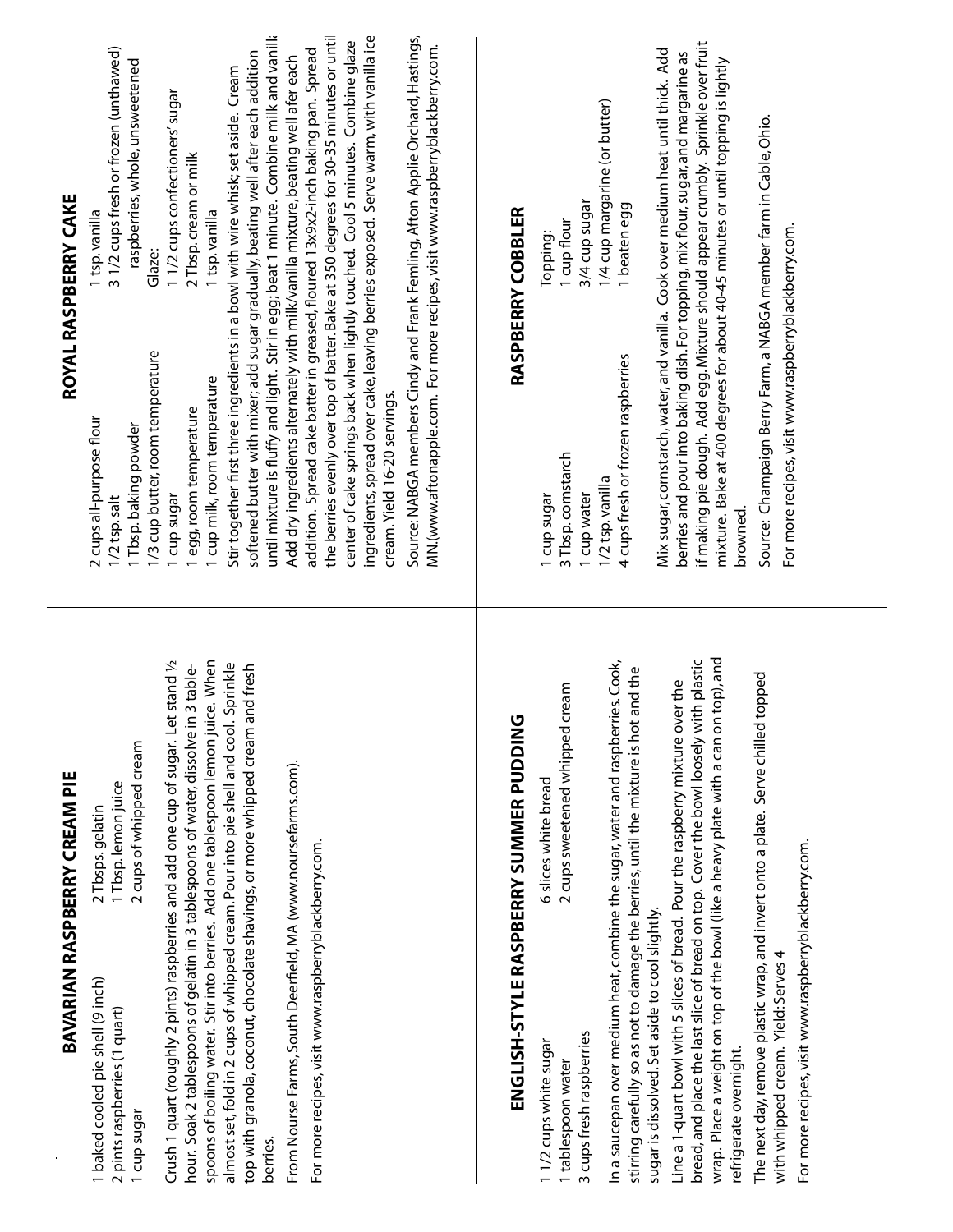# BAVARIAN RASPBERRY CREAM PIE

1 baked cooled pie shell (9 inch)
2 pints raspberries (1 quart)
1 cup sugar
2 Tbsps. gelatin
1 Tbsp. lemon juice
2 cups of whipped cream

Crush 1 quart (roughly 2 pints) raspberries and add one cup of sugar. Let stand ½ hour. Soak 2 tablespoons of gelatin in 3 tablespoons of water, dissolve in 3 tablespoons of boiling water. Stir into berries. Add one tablespoon lemon juice. When almost set, fold in 2 cups of whipped cream. Pour into pie shell and cool. Sprinkle top with granola, coconut, chocolate shavings, or more whipped cream and fresh berries.

From Nourse Farms, South Deerfield, MA (www.noursefarms.com).

For more recipes, visit www.raspberryblackberry.com.

# ENGLISH-STYLE RASPBERRY SUMMER PUDDING

1 1/2 cups white sugar
1 tablespoon water
3 cups fresh raspberries
6 slices white bread
2 cups sweetened whipped cream

In a saucepan over medium heat, combine the sugar, water and raspberries. Cook, stirring carefully so as not to damage the berries, until the mixture is hot and the sugar is dissolved. Set aside to cool slightly.

Line a 1-quart bowl with 5 slices of bread. Pour the raspberry mixture over the bread, and place the last slice of bread on top. Cover the bowl loosely with plastic wrap. Place a weight on top of the bowl (like a heavy plate with a can on top), and refrigerate overnight.

The next day, remove plastic wrap, and invert onto a plate. Serve chilled topped with whipped cream. Yield: Serves 4

For more recipes, visit www.raspberryblackberry.com.

# ROYAL RASPBERRY CAKE

2 cups all-purpose flour
1/2 tsp. salt
1 Tbsp. baking powder
1/3 cup butter, room temperature
1 cup sugar
1 egg, room temperature
1 cup milk, room temperature
1 tsp. vanilla
3 1/2 cups fresh or frozen (unthawed) raspberries, whole, unsweetened

Glaze:
1 1/2 cups confectioners' sugar
2 Tbsp. cream or milk
1 tsp. vanilla

Stir together first three ingredients in a bowl with wire whisk; set aside. Cream softened butter with mixer; add sugar gradually, beating well after each addition until mixture is fluffy and light. Stir in egg; beat 1 minute. Combine milk and vanilla. Add dry ingredients alternately with milk/vanilla mixture, beating well afer each addition. Spread cake batter in greased, floured 13x9x2-inch baking pan. Spread the berries evenly over top of batter. Bake at 350 degrees for 30-35 minutes or until center of cake springs back when lightly touched. Cool 5 minutes. Combine glaze ingredients, spread over cake, leaving berries exposed. Serve warm, with vanilla ice cream. Yield 16-20 servings.

Source: NABGA members Cindy and Frank Femling, Afton Applie Orchard, Hastings, MN.(www.aftonapple.com. For more recipes, visit www.raspberryblackberry.com.

# RASPBERRY COBBLER

1 cup sugar
3 Tbsp. cornstarch
1 cup water
1/2 tsp. vanilla
4 cups fresh or frozen raspberries

Topping:
1 cup flour
3/4 cup sugar
1/4 cup margarine (or butter)
1 beaten egg

Mix sugar, cornstarch, water, and vanilla. Cook over medium heat until thick. Add berries and pour into baking dish. For topping, mix flour, sugar, and margarine as if making pie dough. Add egg. Mixture should appear crumbly. Sprinkle over fruit mixture. Bake at 400 degrees for about 40-45 minutes or until topping is lightly browned.

Source: Champaign Berry Farm, a NABGA member farm in Cable, Ohio.

For more recipes, visit www.raspberryblackberry.com.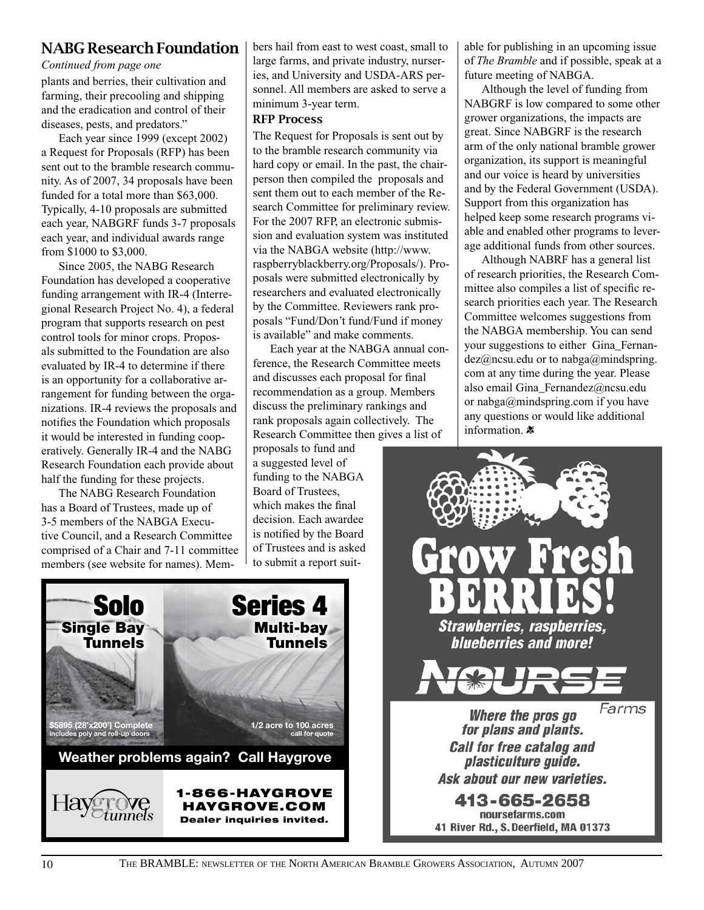## NABG Research Foundation

*Continued from page one*

plants and berries, their cultivation and farming, their precooling and shipping and the eradication and control of their diseases, pests, and predators."

Each year since 1999 (except 2002) a Request for Proposals (RFP) has been sent out to the bramble research community. As of 2007, 34 proposals have been funded for a total more than $63,000. Typically, 4-10 proposals are submitted each year, NABGRF funds 3-7 proposals each year, and individual awards range from $1000 to $3,000.

Since 2005, the NABG Research Foundation has developed a cooperative funding arrangement with IR-4 (Interregional Research Project No. 4), a federal program that supports research on pest control tools for minor crops. Proposals submitted to the Foundation are also evaluated by IR-4 to determine if there is an opportunity for a collaborative arrangement for funding between the organizations. IR-4 reviews the proposals and notifies the Foundation which proposals it would be interested in funding cooperatively. Generally IR-4 and the NABG Research Foundation each provide about half the funding for these projects.

The NABG Research Foundation has a Board of Trustees, made up of 3-5 members of the NABGA Executive Council, and a Research Committee comprised of a Chair and 7-11 committee members (see website for names). Members hail from east to west coast, small to large farms, and private industry, nurseries, and University and USDA-ARS personnel. All members are asked to serve a minimum 3-year term.

### RFP Process

The Request for Proposals is sent out by to the bramble research community via hard copy or email. In the past, the chairperson then compiled the proposals and sent them out to each member of the Research Committee for preliminary review. For the 2007 RFP, an electronic submission and evaluation system was instituted via the NABGA website (http://www.raspberryblackberry.org/Proposals/). Proposals were submitted electronically by researchers and evaluated electronically by the Committee. Reviewers rank proposals "Fund/Don't fund/Fund if money is available" and make comments.

Each year at the NABGA annual conference, the Research Committee meets and discusses each proposal for final recommendation as a group. Members discuss the preliminary rankings and rank proposals again collectively. The Research Committee then gives a list of proposals to fund and a suggested level of funding to the NABGA Board of Trustees, which makes the final decision. Each awardee is notified by the Board of Trustees and is asked to submit a report suitable for publishing in an upcoming issue of *The Bramble* and if possible, speak at a future meeting of NABGA.

Although the level of funding from NABGRF is low compared to some other grower organizations, the impacts are great. Since NABGRF is the research arm of the only national bramble grower organization, its support is meaningful and our voice is heard by universities and by the Federal Government (USDA). Support from this organization has helped keep some research programs viable and enabled other programs to leverage additional funds from other sources.

Although NABRF has a general list of research priorities, the Research Committee also compiles a list of specific research priorities each year. The Research Committee welcomes suggestions from the NABGA membership. You can send your suggestions to either Gina_Fernandez@ncsu.edu or to nabga@mindspring.com at any time during the year. Please also email Gina_Fernandez@ncsu.edu or nabga@mindspring.com if you have any questions or would like additional information.

---

**Solo** Single Bay Tunnels — $5895 (28'x200') Complete includes poly and roll-up doors

**Series 4** Multi-bay Tunnels — 1/2 acre to 100 acres call for quote

**Weather problems again? Call Haygrove**

Haygrove tunnels — 1-866-HAYGROVE | HAYGROVE.COM | Dealer inquiries invited.

---

**Grow Fresh BERRIES!**

*Strawberries, raspberries, blueberries and more!*

**NOURSE Farms**

*Where the pros go for plans and plants.*
*Call for free catalog and plasticulture guide.*
*Ask about our new varieties.*

**413-665-2658**
noursefarms.com
41 River Rd., S. Deerfield, MA 01373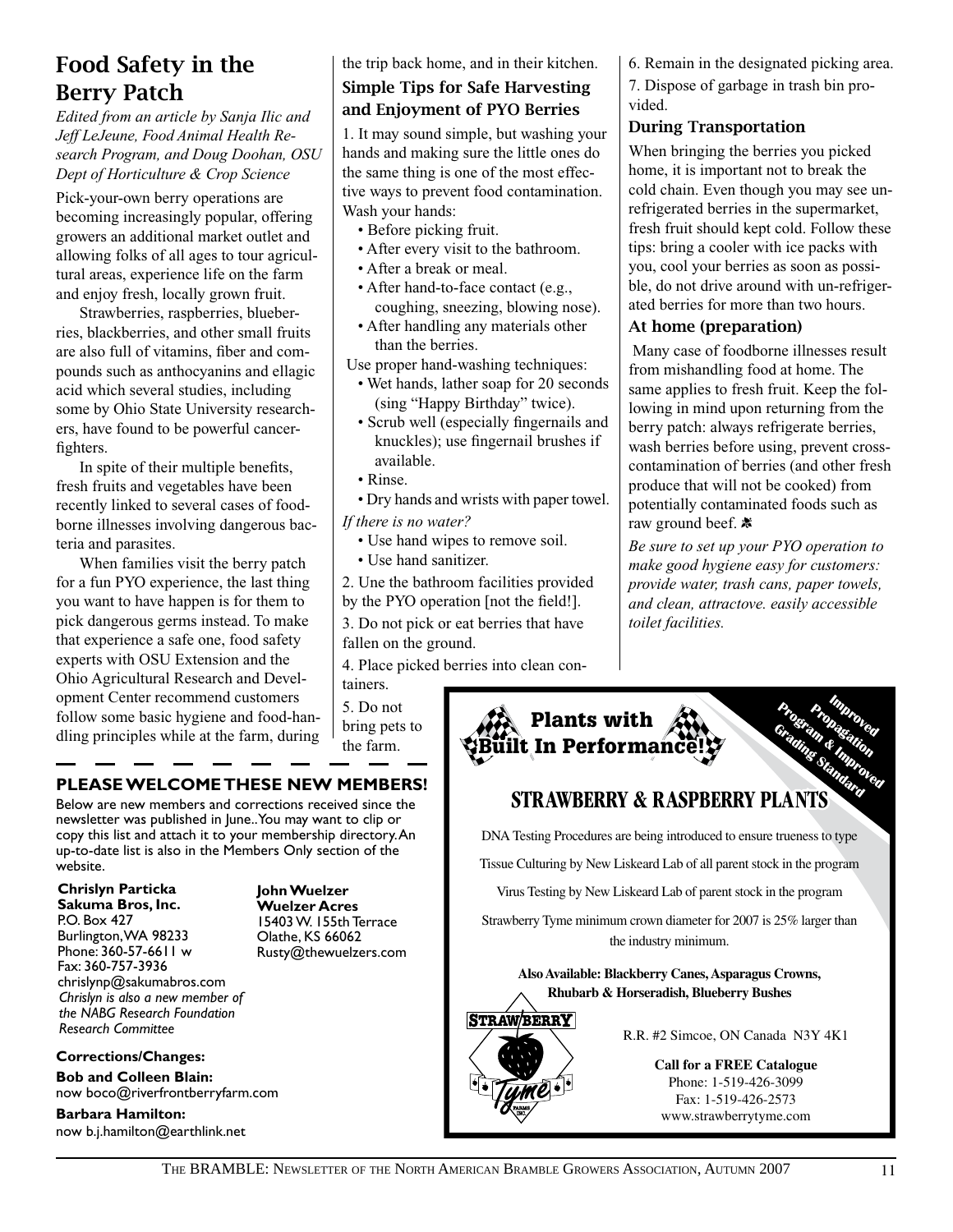# Food Safety in the Berry Patch

*Edited from an article by Sanja Ilic and Jeff LeJeune, Food Animal Health Research Program, and Doug Doohan, OSU Dept of Horticulture & Crop Science*

Pick-your-own berry operations are becoming increasingly popular, offering growers an additional market outlet and allowing folks of all ages to tour agricultural areas, experience life on the farm and enjoy fresh, locally grown fruit.

Strawberries, raspberries, blueberries, blackberries, and other small fruits are also full of vitamins, fiber and compounds such as anthocyanins and ellagic acid which several studies, including some by Ohio State University researchers, have found to be powerful cancer-fighters.

In spite of their multiple benefits, fresh fruits and vegetables have been recently linked to several cases of foodborne illnesses involving dangerous bacteria and parasites.

When families visit the berry patch for a fun PYO experience, the last thing you want to have happen is for them to pick dangerous germs instead. To make that experience a safe one, food safety experts with OSU Extension and the Ohio Agricultural Research and Development Center recommend customers follow some basic hygiene and food-handling principles while at the farm, during the trip back home, and in their kitchen.

## Simple Tips for Safe Harvesting and Enjoyment of PYO Berries

1. It may sound simple, but washing your hands and making sure the little ones do the same thing is one of the most effective ways to prevent food contamination. Wash your hands:
   - Before picking fruit.
   - After every visit to the bathroom.
   - After a break or meal.
   - After hand-to-face contact (e.g., coughing, sneezing, blowing nose).
   - After handling any materials other than the berries.

   Use proper hand-washing techniques:
   - Wet hands, lather soap for 20 seconds (sing "Happy Birthday" twice).
   - Scrub well (especially fingernails and knuckles); use fingernail brushes if available.
   - Rinse.
   - Dry hands and wrists with paper towel.

   *If there is no water?*
   - Use hand wipes to remove soil.
   - Use hand sanitizer.
2. Une the bathroom facilities provided by the PYO operation [not the field!].
3. Do not pick or eat berries that have fallen on the ground.
4. Place picked berries into clean containers.
5. Do not bring pets to the farm.
6. Remain in the designated picking area.
7. Dispose of garbage in trash bin provided.

## During Transportation

When bringing the berries you picked home, it is important not to break the cold chain. Even though you may see unrefrigerated berries in the supermarket, fresh fruit should kept cold. Follow these tips: bring a cooler with ice packs with you, cool your berries as soon as possible, do not drive around with un-refrigerated berries for more than two hours.

## At home (preparation)

Many case of foodborne illnesses result from mishandling food at home. The same applies to fresh fruit. Keep the following in mind upon returning from the berry patch: always refrigerate berries, wash berries before using, prevent cross-contamination of berries (and other fresh produce that will not be cooked) from potentially contaminated foods such as raw ground beef.

*Be sure to set up your PYO operation to make good hygiene easy for customers: provide water, trash cans, paper towels, and clean, attractove. easily accessible toilet facilities.*

---

## PLEASE WELCOME THESE NEW MEMBERS!

Below are new members and corrections received since the newsletter was published in June..You may want to clip or copy this list and attach it to your membership directory. An up-to-date list is also in the Members Only section of the website.

**Chrislyn Particka**
**Sakuma Bros, Inc.**
P.O. Box 427
Burlington, WA 98233
Phone: 360-57-6611 w
Fax: 360-757-3936
chrislynp@sakumabros.com
*Chrislyn is also a new member of the NABG Research Foundation Research Committee*

**John Wuelzer**
**Wuelzer Acres**
15403 W. 155th Terrace
Olathe, KS 66062
Rusty@thewuelzers.com

**Corrections/Changes:**

**Bob and Colleen Blain:**
now boco@riverfrontberryfarm.com

**Barbara Hamilton:**
now b.j.hamilton@earthlink.net

---

**Plants with Built In Performance!**

*Improved Propagation Program & Improved Grading Standard*

**STRAWBERRY & RASPBERRY PLANTS**

DNA Testing Procedures are being introduced to ensure trueness to type

Tissue Culturing by New Liskeard Lab of all parent stock in the program

Virus Testing by New Liskeard Lab of parent stock in the program

Strawberry Tyme minimum crown diameter for 2007 is 25% larger than the industry minimum.

**Also Available: Blackberry Canes, Asparagus Crowns, Rhubarb & Horseradish, Blueberry Bushes**

STRAWBERRY Tyme FARMS INC.

R.R. #2 Simcoe, ON Canada N3Y 4K1

**Call for a FREE Catalogue**
Phone: 1-519-426-3099
Fax: 1-519-426-2573
www.strawberrytyme.com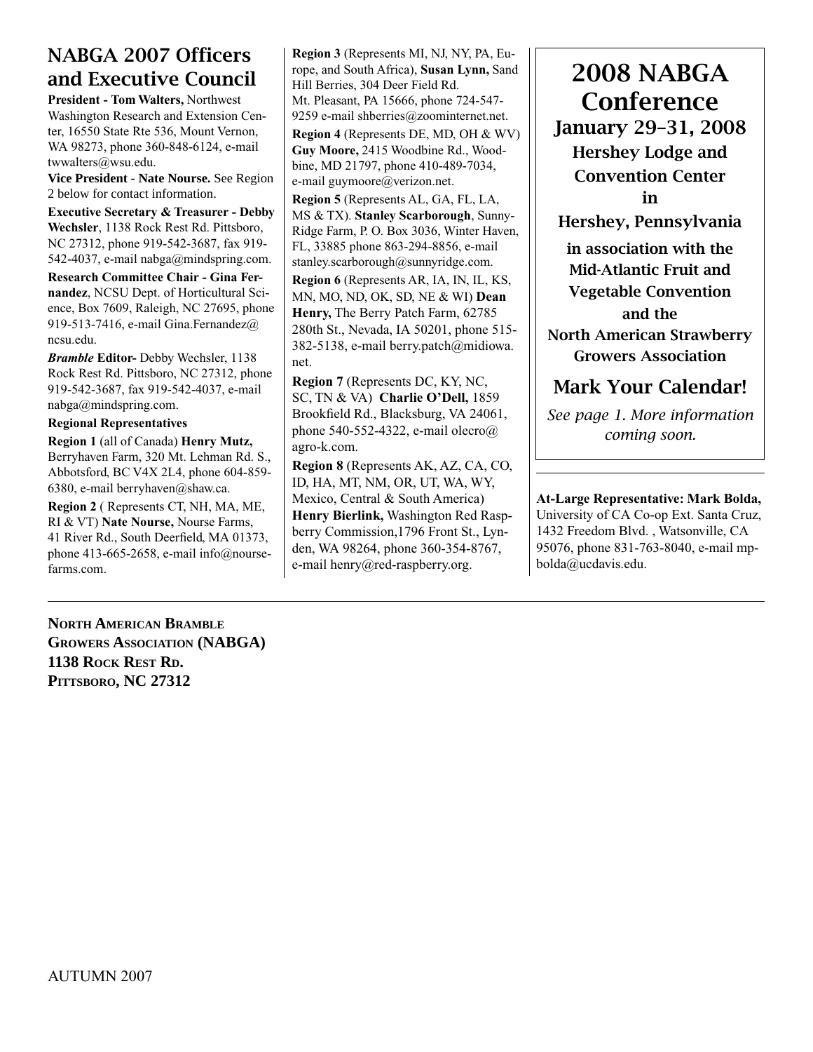## NABGA 2007 Officers and Executive Council

**President - Tom Walters,** Northwest Washington Research and Extension Center, 16550 State Rte 536, Mount Vernon, WA 98273, phone 360-848-6124, e-mail twwalters@wsu.edu.

**Vice President - Nate Nourse.** See Region 2 below for contact information.

**Executive Secretary & Treasurer - Debby Wechsler**, 1138 Rock Rest Rd. Pittsboro, NC 27312, phone 919-542-3687, fax 919-542-4037, e-mail nabga@mindspring.com.

**Research Committee Chair - Gina Fernandez**, NCSU Dept. of Horticultural Science, Box 7609, Raleigh, NC 27695, phone 919-513-7416, e-mail Gina.Fernandez@ncsu.edu.

***Bramble* Editor-** Debby Wechsler, 1138 Rock Rest Rd. Pittsboro, NC 27312, phone 919-542-3687, fax 919-542-4037, e-mail nabga@mindspring.com.

**Regional Representatives**

**Region 1** (all of Canada) **Henry Mutz,** Berryhaven Farm, 320 Mt. Lehman Rd. S., Abbotsford, BC V4X 2L4, phone 604-859-6380, e-mail berryhaven@shaw.ca.

**Region 2** ( Represents CT, NH, MA, ME, RI & VT) **Nate Nourse,** Nourse Farms, 41 River Rd., South Deerfield, MA 01373, phone 413-665-2658, e-mail info@noursefarms.com.

**Region 3** (Represents MI, NJ, NY, PA, Europe, and South Africa), **Susan Lynn,** Sand Hill Berries, 304 Deer Field Rd. Mt. Pleasant, PA 15666, phone 724-547-9259 e-mail shberries@zoominternet.net.

**Region 4** (Represents DE, MD, OH & WV) **Guy Moore,** 2415 Woodbine Rd., Woodbine, MD 21797, phone 410-489-7034, e-mail guymoore@verizon.net.

**Region 5** (Represents AL, GA, FL, LA, MS & TX). **Stanley Scarborough**, SunnyRidge Farm, P. O. Box 3036, Winter Haven, FL, 33885 phone 863-294-8856, e-mail stanley.scarborough@sunnyridge.com.

**Region 6** (Represents AR, IA, IN, IL, KS, MN, MO, ND, OK, SD, NE & WI) **Dean Henry,** The Berry Patch Farm, 62785 280th St., Nevada, IA 50201, phone 515-382-5138, e-mail berry.patch@midiowa.net.

**Region 7** (Represents DC, KY, NC, SC, TN & VA) **Charlie O'Dell,** 1859 Brookfield Rd., Blacksburg, VA 24061, phone 540-552-4322, e-mail olecro@agro-k.com.

**Region 8** (Represents AK, AZ, CA, CO, ID, HA, MT, NM, OR, UT, WA, WY, Mexico, Central & South America) **Henry Bierlink,** Washington Red Raspberry Commission,1796 Front St., Lynden, WA 98264, phone 360-354-8767, e-mail henry@red-raspberry.org.

# 2008 NABGA Conference

## January 29–31, 2008

### Hershey Lodge and Convention Center in Hershey, Pennsylvania

### in association with the Mid-Atlantic Fruit and Vegetable Convention and the North American Strawberry Growers Association

## Mark Your Calendar!

*See page 1. More information coming soon.*

**At-Large Representative: Mark Bolda,** University of CA Co-op Ext. Santa Cruz, 1432 Freedom Blvd. , Watsonville, CA 95076, phone 831-763-8040, e-mail mpbolda@ucdavis.edu.

**North American Bramble Growers Association (NABGA)**
**1138 Rock Rest Rd.**
**Pittsboro, NC 27312**

AUTUMN 2007